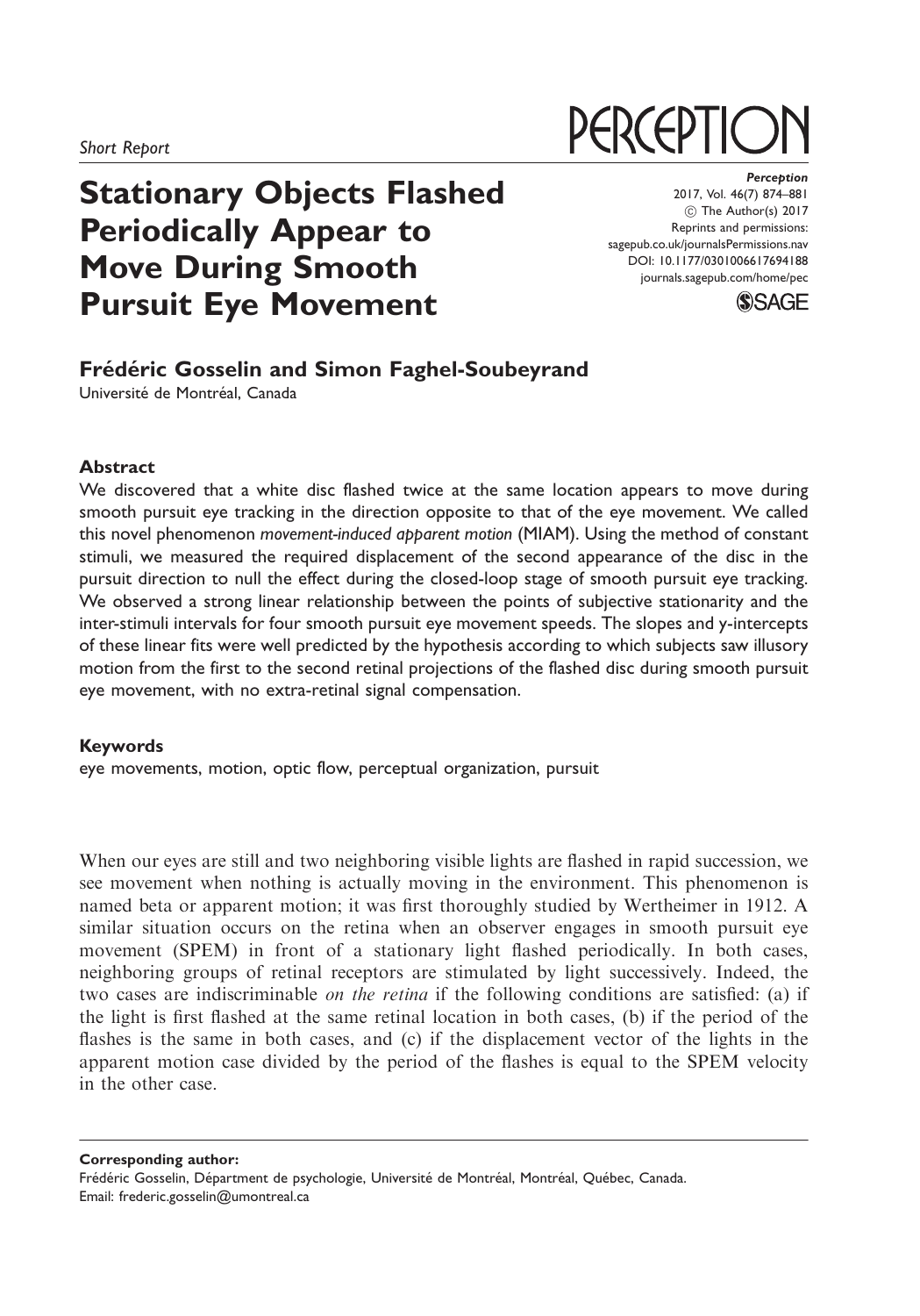Short Report

# Stationary Objects Flashed Periodically Appear to Move During Smooth Pursuit Eye Movement

**Frédéric Gosselin and Simon Faghel-Soubeyrand**

Université de Montréal, Canada

*Perception*
2017, Vol. 46(7) 874–881
© The Author(s) 2017
Reprints and permissions:
sagepub.co.uk/journalsPermissions.nav
DOI: 10.1177/0301006617694188
journals.sagepub.com/home/pec

## Abstract

We discovered that a white disc flashed twice at the same location appears to move during smooth pursuit eye tracking in the direction opposite to that of the eye movement. We called this novel phenomenon *movement-induced apparent motion* (MIAM). Using the method of constant stimuli, we measured the required displacement of the second appearance of the disc in the pursuit direction to null the effect during the closed-loop stage of smooth pursuit eye tracking. We observed a strong linear relationship between the points of subjective stationarity and the inter-stimuli intervals for four smooth pursuit eye movement speeds. The slopes and y-intercepts of these linear fits were well predicted by the hypothesis according to which subjects saw illusory motion from the first to the second retinal projections of the flashed disc during smooth pursuit eye movement, with no extra-retinal signal compensation.

## Keywords

eye movements, motion, optic flow, perceptual organization, pursuit

When our eyes are still and two neighboring visible lights are flashed in rapid succession, we see movement when nothing is actually moving in the environment. This phenomenon is named beta or apparent motion; it was first thoroughly studied by Wertheimer in 1912. A similar situation occurs on the retina when an observer engages in smooth pursuit eye movement (SPEM) in front of a stationary light flashed periodically. In both cases, neighboring groups of retinal receptors are stimulated by light successively. Indeed, the two cases are indiscriminable *on the retina* if the following conditions are satisfied: (a) if the light is first flashed at the same retinal location in both cases, (b) if the period of the flashes is the same in both cases, and (c) if the displacement vector of the lights in the apparent motion case divided by the period of the flashes is equal to the SPEM velocity in the other case.

**Corresponding author:**
Frédéric Gosselin, Départment de psychologie, Université de Montréal, Montréal, Québec, Canada.
Email: frederic.gosselin@umontreal.ca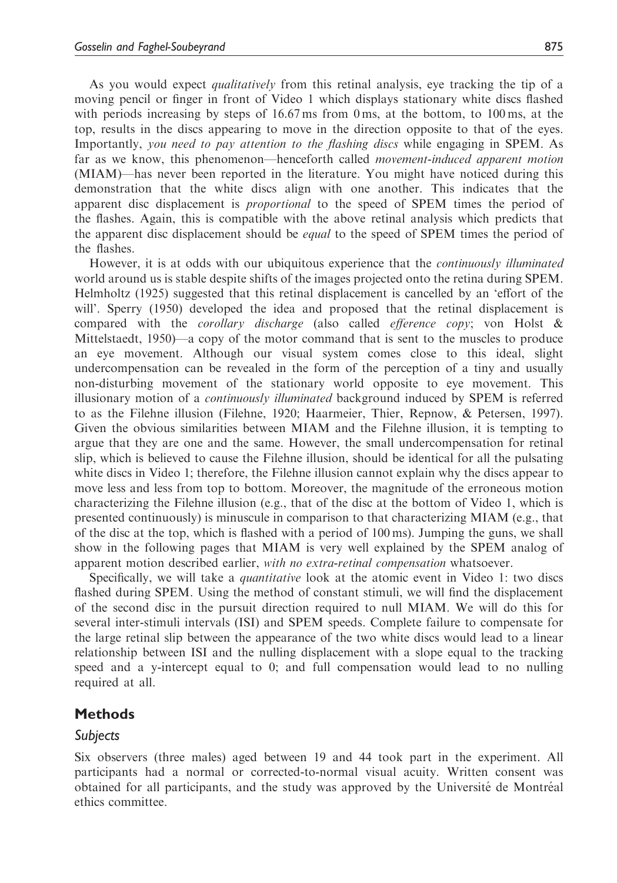As you would expect *qualitatively* from this retinal analysis, eye tracking the tip of a moving pencil or finger in front of Video 1 which displays stationary white discs flashed with periods increasing by steps of 16.67 ms from 0 ms, at the bottom, to 100 ms, at the top, results in the discs appearing to move in the direction opposite to that of the eyes. Importantly, *you need to pay attention to the flashing discs* while engaging in SPEM. As far as we know, this phenomenon—henceforth called *movement-induced apparent motion* (MIAM)—has never been reported in the literature. You might have noticed during this demonstration that the white discs align with one another. This indicates that the apparent disc displacement is *proportional* to the speed of SPEM times the period of the flashes. Again, this is compatible with the above retinal analysis which predicts that the apparent disc displacement should be *equal* to the speed of SPEM times the period of the flashes.

However, it is at odds with our ubiquitous experience that the *continuously illuminated* world around us is stable despite shifts of the images projected onto the retina during SPEM. Helmholtz (1925) suggested that this retinal displacement is cancelled by an 'effort of the will'. Sperry (1950) developed the idea and proposed that the retinal displacement is compared with the *corollary discharge* (also called *efference copy*; von Holst & Mittelstaedt, 1950)—a copy of the motor command that is sent to the muscles to produce an eye movement. Although our visual system comes close to this ideal, slight undercompensation can be revealed in the form of the perception of a tiny and usually non-disturbing movement of the stationary world opposite to eye movement. This illusionary motion of a *continuously illuminated* background induced by SPEM is referred to as the Filehne illusion (Filehne, 1920; Haarmeier, Thier, Repnow, & Petersen, 1997). Given the obvious similarities between MIAM and the Filehne illusion, it is tempting to argue that they are one and the same. However, the small undercompensation for retinal slip, which is believed to cause the Filehne illusion, should be identical for all the pulsating white discs in Video 1; therefore, the Filehne illusion cannot explain why the discs appear to move less and less from top to bottom. Moreover, the magnitude of the erroneous motion characterizing the Filehne illusion (e.g., that of the disc at the bottom of Video 1, which is presented continuously) is minuscule in comparison to that characterizing MIAM (e.g., that of the disc at the top, which is flashed with a period of 100 ms). Jumping the guns, we shall show in the following pages that MIAM is very well explained by the SPEM analog of apparent motion described earlier, *with no extra-retinal compensation* whatsoever.

Specifically, we will take a *quantitative* look at the atomic event in Video 1: two discs flashed during SPEM. Using the method of constant stimuli, we will find the displacement of the second disc in the pursuit direction required to null MIAM. We will do this for several inter-stimuli intervals (ISI) and SPEM speeds. Complete failure to compensate for the large retinal slip between the appearance of the two white discs would lead to a linear relationship between ISI and the nulling displacement with a slope equal to the tracking speed and a y-intercept equal to 0; and full compensation would lead to no nulling required at all.

## Methods

### *Subjects*

Six observers (three males) aged between 19 and 44 took part in the experiment. All participants had a normal or corrected-to-normal visual acuity. Written consent was obtained for all participants, and the study was approved by the Université de Montréal ethics committee.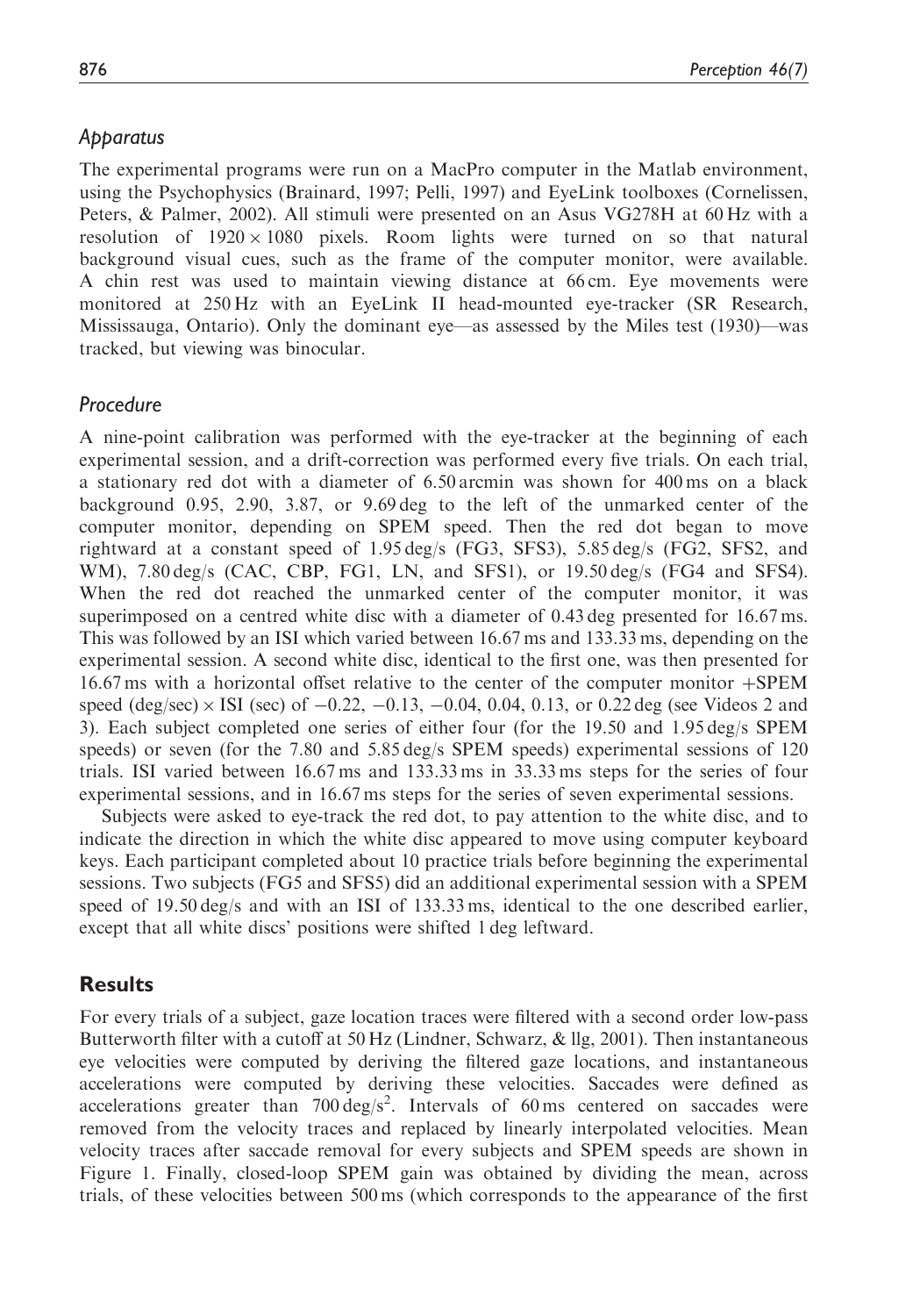## *Apparatus*

The experimental programs were run on a MacPro computer in the Matlab environment, using the Psychophysics (Brainard, 1997; Pelli, 1997) and EyeLink toolboxes (Cornelissen, Peters, & Palmer, 2002). All stimuli were presented on an Asus VG278H at 60 Hz with a resolution of $1920 \times 1080$ pixels. Room lights were turned on so that natural background visual cues, such as the frame of the computer monitor, were available. A chin rest was used to maintain viewing distance at 66 cm. Eye movements were monitored at 250 Hz with an EyeLink II head-mounted eye-tracker (SR Research, Mississauga, Ontario). Only the dominant eye—as assessed by the Miles test (1930)—was tracked, but viewing was binocular.

## *Procedure*

A nine-point calibration was performed with the eye-tracker at the beginning of each experimental session, and a drift-correction was performed every five trials. On each trial, a stationary red dot with a diameter of 6.50 arcmin was shown for 400 ms on a black background 0.95, 2.90, 3.87, or 9.69 deg to the left of the unmarked center of the computer monitor, depending on SPEM speed. Then the red dot began to move rightward at a constant speed of 1.95 deg/s (FG3, SFS3), 5.85 deg/s (FG2, SFS2, and WM), 7.80 deg/s (CAC, CBP, FG1, LN, and SFS1), or 19.50 deg/s (FG4 and SFS4). When the red dot reached the unmarked center of the computer monitor, it was superimposed on a centred white disc with a diameter of 0.43 deg presented for 16.67 ms. This was followed by an ISI which varied between 16.67 ms and 133.33 ms, depending on the experimental session. A second white disc, identical to the first one, was then presented for 16.67 ms with a horizontal offset relative to the center of the computer monitor +SPEM speed (deg/sec) $\times$ ISI (sec) of −0.22, −0.13, −0.04, 0.04, 0.13, or 0.22 deg (see Videos 2 and 3). Each subject completed one series of either four (for the 19.50 and 1.95 deg/s SPEM speeds) or seven (for the 7.80 and 5.85 deg/s SPEM speeds) experimental sessions of 120 trials. ISI varied between 16.67 ms and 133.33 ms in 33.33 ms steps for the series of four experimental sessions, and in 16.67 ms steps for the series of seven experimental sessions.

Subjects were asked to eye-track the red dot, to pay attention to the white disc, and to indicate the direction in which the white disc appeared to move using computer keyboard keys. Each participant completed about 10 practice trials before beginning the experimental sessions. Two subjects (FG5 and SFS5) did an additional experimental session with a SPEM speed of 19.50 deg/s and with an ISI of 133.33 ms, identical to the one described earlier, except that all white discs' positions were shifted 1 deg leftward.

# Results

For every trials of a subject, gaze location traces were filtered with a second order low-pass Butterworth filter with a cutoff at 50 Hz (Lindner, Schwarz, & llg, 2001). Then instantaneous eye velocities were computed by deriving the filtered gaze locations, and instantaneous accelerations were computed by deriving these velocities. Saccades were defined as accelerations greater than 700 deg/s$^2$. Intervals of 60 ms centered on saccades were removed from the velocity traces and replaced by linearly interpolated velocities. Mean velocity traces after saccade removal for every subjects and SPEM speeds are shown in Figure 1. Finally, closed-loop SPEM gain was obtained by dividing the mean, across trials, of these velocities between 500 ms (which corresponds to the appearance of the first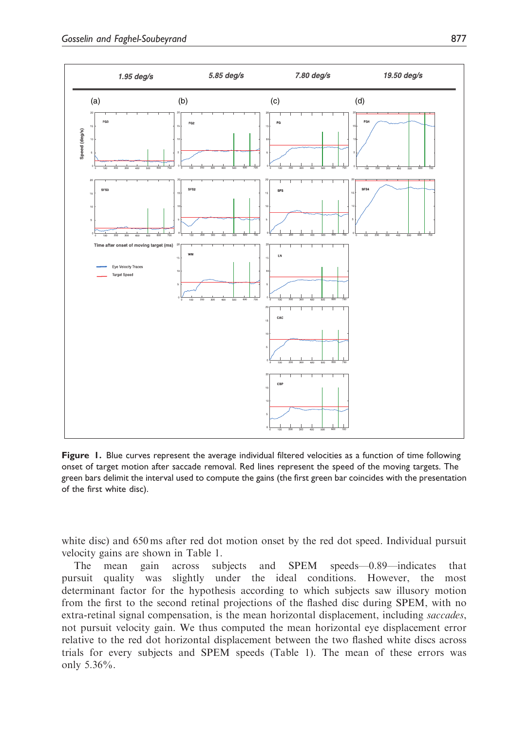**Figure 1.** Blue curves represent the average individual filtered velocities as a function of time following onset of target motion after saccade removal. Red lines represent the speed of the moving targets. The green bars delimit the interval used to compute the gains (the first green bar coincides with the presentation of the first white disc).

white disc) and 650 ms after red dot motion onset by the red dot speed. Individual pursuit velocity gains are shown in Table 1.

The mean gain across subjects and SPEM speeds—0.89—indicates that pursuit quality was slightly under the ideal conditions. However, the most determinant factor for the hypothesis according to which subjects saw illusory motion from the first to the second retinal projections of the flashed disc during SPEM, with no extra-retinal signal compensation, is the mean horizontal displacement, including *saccades*, not pursuit velocity gain. We thus computed the mean horizontal eye displacement error relative to the red dot horizontal displacement between the two flashed white discs across trials for every subjects and SPEM speeds (Table 1). The mean of these errors was only 5.36%.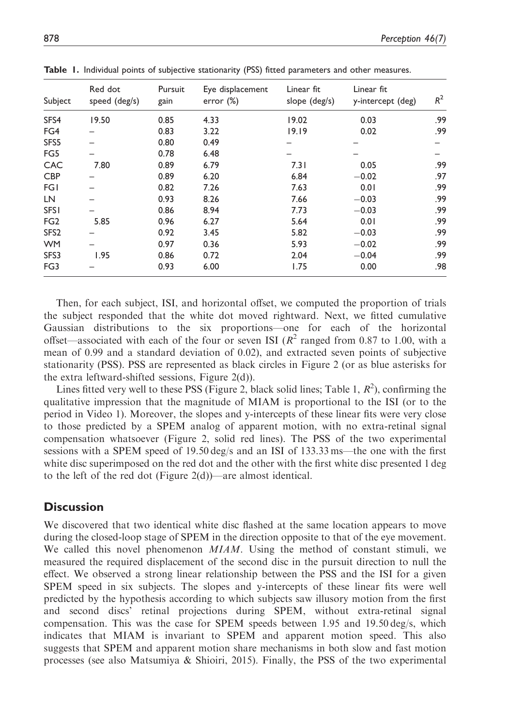**Table 1.** Individual points of subjective stationarity (PSS) fitted parameters and other measures.

| Subject | Red dot speed (deg/s) | Pursuit gain | Eye displacement error (%) | Linear fit slope (deg/s) | Linear fit y-intercept (deg) | $R^2$ |
|---|---|---|---|---|---|---|
| SFS4 | 19.50 | 0.85 | 4.33 | 19.02 | 0.03 | .99 |
| FG4 | – | 0.83 | 3.22 | 19.19 | 0.02 | .99 |
| SFS5 | – | 0.80 | 0.49 | – | – | – |
| FG5 | – | 0.78 | 6.48 | – | – | – |
| CAC | 7.80 | 0.89 | 6.79 | 7.31 | 0.05 | .99 |
| CBP | – | 0.89 | 6.20 | 6.84 | −0.02 | .97 |
| FG1 | – | 0.82 | 7.26 | 7.63 | 0.01 | .99 |
| LN | – | 0.93 | 8.26 | 7.66 | −0.03 | .99 |
| SFS1 | – | 0.86 | 8.94 | 7.73 | −0.03 | .99 |
| FG2 | 5.85 | 0.96 | 6.27 | 5.64 | 0.01 | .99 |
| SFS2 | – | 0.92 | 3.45 | 5.82 | −0.03 | .99 |
| WM | – | 0.97 | 0.36 | 5.93 | −0.02 | .99 |
| SFS3 | 1.95 | 0.86 | 0.72 | 2.04 | −0.04 | .99 |
| FG3 | – | 0.93 | 6.00 | 1.75 | 0.00 | .98 |

Then, for each subject, ISI, and horizontal offset, we computed the proportion of trials the subject responded that the white dot moved rightward. Next, we fitted cumulative Gaussian distributions to the six proportions—one for each of the horizontal offset—associated with each of the four or seven ISI ($R^2$ ranged from 0.87 to 1.00, with a mean of 0.99 and a standard deviation of 0.02), and extracted seven points of subjective stationarity (PSS). PSS are represented as black circles in Figure 2 (or as blue asterisks for the extra leftward-shifted sessions, Figure 2(d)).

Lines fitted very well to these PSS (Figure 2, black solid lines; Table 1, $R^2$), confirming the qualitative impression that the magnitude of MIAM is proportional to the ISI (or to the period in Video 1). Moreover, the slopes and y-intercepts of these linear fits were very close to those predicted by a SPEM analog of apparent motion, with no extra-retinal signal compensation whatsoever (Figure 2, solid red lines). The PSS of the two experimental sessions with a SPEM speed of 19.50 deg/s and an ISI of 133.33 ms—the one with the first white disc superimposed on the red dot and the other with the first white disc presented 1 deg to the left of the red dot (Figure 2(d))—are almost identical.

## Discussion

We discovered that two identical white disc flashed at the same location appears to move during the closed-loop stage of SPEM in the direction opposite to that of the eye movement. We called this novel phenomenon *MIAM*. Using the method of constant stimuli, we measured the required displacement of the second disc in the pursuit direction to null the effect. We observed a strong linear relationship between the PSS and the ISI for a given SPEM speed in six subjects. The slopes and y-intercepts of these linear fits were well predicted by the hypothesis according to which subjects saw illusory motion from the first and second discs' retinal projections during SPEM, without extra-retinal signal compensation. This was the case for SPEM speeds between 1.95 and 19.50 deg/s, which indicates that MIAM is invariant to SPEM and apparent motion speed. This also suggests that SPEM and apparent motion share mechanisms in both slow and fast motion processes (see also Matsumiya & Shioiri, 2015). Finally, the PSS of the two experimental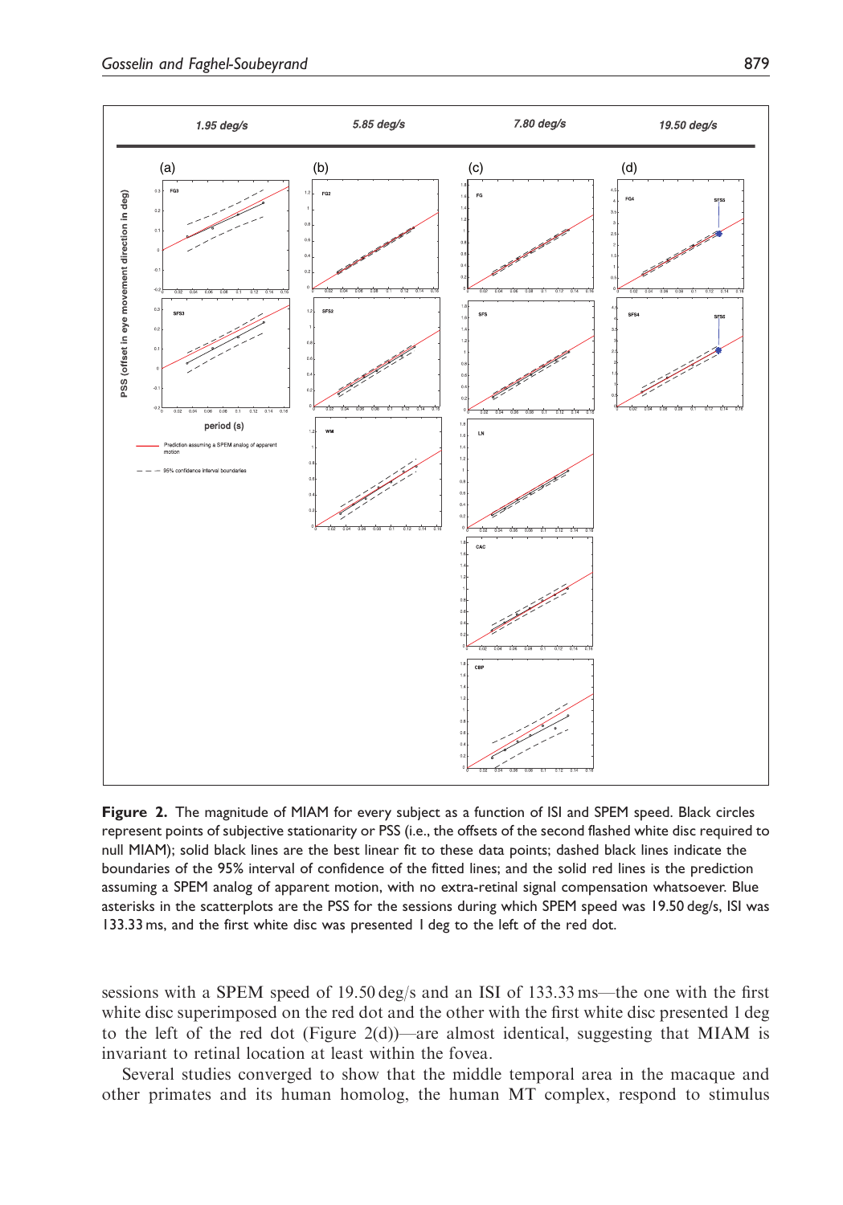**Figure 2.** The magnitude of MIAM for every subject as a function of ISI and SPEM speed. Black circles represent points of subjective stationarity or PSS (i.e., the offsets of the second flashed white disc required to null MIAM); solid black lines are the best linear fit to these data points; dashed black lines indicate the boundaries of the 95% interval of confidence of the fitted lines; and the solid red lines is the prediction assuming a SPEM analog of apparent motion, with no extra-retinal signal compensation whatsoever. Blue asterisks in the scatterplots are the PSS for the sessions during which SPEM speed was 19.50 deg/s, ISI was 133.33 ms, and the first white disc was presented 1 deg to the left of the red dot.

sessions with a SPEM speed of 19.50 deg/s and an ISI of 133.33 ms—the one with the first white disc superimposed on the red dot and the other with the first white disc presented 1 deg to the left of the red dot (Figure 2(d))—are almost identical, suggesting that MIAM is invariant to retinal location at least within the fovea.

Several studies converged to show that the middle temporal area in the macaque and other primates and its human homolog, the human MT complex, respond to stimulus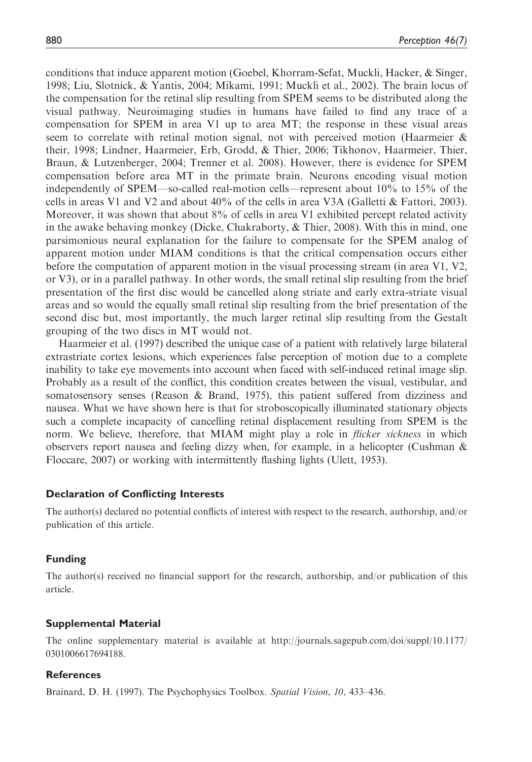conditions that induce apparent motion (Goebel, Khorram-Sefat, Muckli, Hacker, & Singer, 1998; Liu, Slotnick, & Yantis, 2004; Mikami, 1991; Muckli et al., 2002). The brain locus of the compensation for the retinal slip resulting from SPEM seems to be distributed along the visual pathway. Neuroimaging studies in humans have failed to find any trace of a compensation for SPEM in area V1 up to area MT; the response in these visual areas seem to correlate with retinal motion signal, not with perceived motion (Haarmeier & their, 1998; Lindner, Haarmeier, Erb, Grodd, & Thier, 2006; Tikhonov, Haarmeier, Thier, Braun, & Lutzenberger, 2004; Trenner et al. 2008). However, there is evidence for SPEM compensation before area MT in the primate brain. Neurons encoding visual motion independently of SPEM—so-called real-motion cells—represent about 10% to 15% of the cells in areas V1 and V2 and about 40% of the cells in area V3A (Galletti & Fattori, 2003). Moreover, it was shown that about 8% of cells in area V1 exhibited percept related activity in the awake behaving monkey (Dicke, Chakraborty, & Thier, 2008). With this in mind, one parsimonious neural explanation for the failure to compensate for the SPEM analog of apparent motion under MIAM conditions is that the critical compensation occurs either before the computation of apparent motion in the visual processing stream (in area V1, V2, or V3), or in a parallel pathway. In other words, the small retinal slip resulting from the brief presentation of the first disc would be cancelled along striate and early extra-striate visual areas and so would the equally small retinal slip resulting from the brief presentation of the second disc but, most importantly, the much larger retinal slip resulting from the Gestalt grouping of the two discs in MT would not.

Haarmeier et al. (1997) described the unique case of a patient with relatively large bilateral extrastriate cortex lesions, which experiences false perception of motion due to a complete inability to take eye movements into account when faced with self-induced retinal image slip. Probably as a result of the conflict, this condition creates between the visual, vestibular, and somatosensory senses (Reason & Brand, 1975), this patient suffered from dizziness and nausea. What we have shown here is that for stroboscopically illuminated stationary objects such a complete incapacity of cancelling retinal displacement resulting from SPEM is the norm. We believe, therefore, that MIAM might play a role in *flicker sickness* in which observers report nausea and feeling dizzy when, for example, in a helicopter (Cushman & Floccare, 2007) or working with intermittently flashing lights (Ulett, 1953).

## Declaration of Conflicting Interests

The author(s) declared no potential conflicts of interest with respect to the research, authorship, and/or publication of this article.

## Funding

The author(s) received no financial support for the research, authorship, and/or publication of this article.

## Supplemental Material

The online supplementary material is available at http://journals.sagepub.com/doi/suppl/10.1177/0301006617694188.

## References

Brainard, D. H. (1997). The Psychophysics Toolbox. *Spatial Vision*, *10*, 433–436.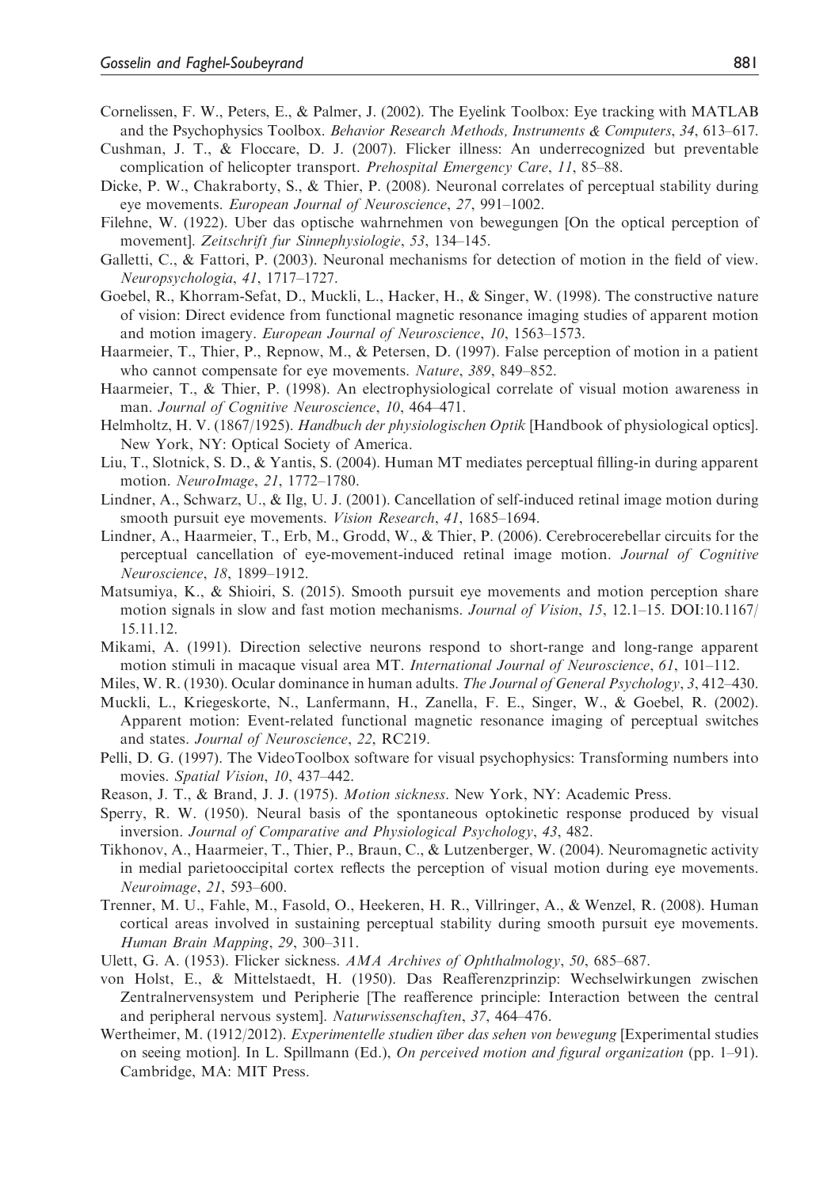Cornelissen, F. W., Peters, E., & Palmer, J. (2002). The Eyelink Toolbox: Eye tracking with MATLAB and the Psychophysics Toolbox. *Behavior Research Methods, Instruments & Computers*, *34*, 613–617.

Cushman, J. T., & Floccare, D. J. (2007). Flicker illness: An underrecognized but preventable complication of helicopter transport. *Prehospital Emergency Care*, *11*, 85–88.

Dicke, P. W., Chakraborty, S., & Thier, P. (2008). Neuronal correlates of perceptual stability during eye movements. *European Journal of Neuroscience*, *27*, 991–1002.

Filehne, W. (1922). Uber das optische wahrnehmen von bewegungen [On the optical perception of movement]. *Zeitschrift fur Sinnephysiologie*, *53*, 134–145.

Galletti, C., & Fattori, P. (2003). Neuronal mechanisms for detection of motion in the field of view. *Neuropsychologia*, *41*, 1717–1727.

Goebel, R., Khorram-Sefat, D., Muckli, L., Hacker, H., & Singer, W. (1998). The constructive nature of vision: Direct evidence from functional magnetic resonance imaging studies of apparent motion and motion imagery. *European Journal of Neuroscience*, *10*, 1563–1573.

Haarmeier, T., Thier, P., Repnow, M., & Petersen, D. (1997). False perception of motion in a patient who cannot compensate for eye movements. *Nature*, *389*, 849–852.

Haarmeier, T., & Thier, P. (1998). An electrophysiological correlate of visual motion awareness in man. *Journal of Cognitive Neuroscience*, *10*, 464–471.

Helmholtz, H. V. (1867/1925). *Handbuch der physiologischen Optik* [Handbook of physiological optics]. New York, NY: Optical Society of America.

Liu, T., Slotnick, S. D., & Yantis, S. (2004). Human MT mediates perceptual filling-in during apparent motion. *NeuroImage*, *21*, 1772–1780.

Lindner, A., Schwarz, U., & Ilg, U. J. (2001). Cancellation of self-induced retinal image motion during smooth pursuit eye movements. *Vision Research*, *41*, 1685–1694.

Lindner, A., Haarmeier, T., Erb, M., Grodd, W., & Thier, P. (2006). Cerebrocerebellar circuits for the perceptual cancellation of eye-movement-induced retinal image motion. *Journal of Cognitive Neuroscience*, *18*, 1899–1912.

Matsumiya, K., & Shioiri, S. (2015). Smooth pursuit eye movements and motion perception share motion signals in slow and fast motion mechanisms. *Journal of Vision*, *15*, 12.1–15. DOI:10.1167/15.11.12.

Mikami, A. (1991). Direction selective neurons respond to short-range and long-range apparent motion stimuli in macaque visual area MT. *International Journal of Neuroscience*, *61*, 101–112.

Miles, W. R. (1930). Ocular dominance in human adults. *The Journal of General Psychology*, *3*, 412–430.

Muckli, L., Kriegeskorte, N., Lanfermann, H., Zanella, F. E., Singer, W., & Goebel, R. (2002). Apparent motion: Event-related functional magnetic resonance imaging of perceptual switches and states. *Journal of Neuroscience*, *22*, RC219.

Pelli, D. G. (1997). The VideoToolbox software for visual psychophysics: Transforming numbers into movies. *Spatial Vision*, *10*, 437–442.

Reason, J. T., & Brand, J. J. (1975). *Motion sickness*. New York, NY: Academic Press.

Sperry, R. W. (1950). Neural basis of the spontaneous optokinetic response produced by visual inversion. *Journal of Comparative and Physiological Psychology*, *43*, 482.

Tikhonov, A., Haarmeier, T., Thier, P., Braun, C., & Lutzenberger, W. (2004). Neuromagnetic activity in medial parietooccipital cortex reflects the perception of visual motion during eye movements. *Neuroimage*, *21*, 593–600.

Trenner, M. U., Fahle, M., Fasold, O., Heekeren, H. R., Villringer, A., & Wenzel, R. (2008). Human cortical areas involved in sustaining perceptual stability during smooth pursuit eye movements. *Human Brain Mapping*, *29*, 300–311.

Ulett, G. A. (1953). Flicker sickness. *AMA Archives of Ophthalmology*, *50*, 685–687.

von Holst, E., & Mittelstaedt, H. (1950). Das Reafferenzprinzip: Wechselwirkungen zwischen Zentralnervensystem und Peripherie [The reafference principle: Interaction between the central and peripheral nervous system]. *Naturwissenschaften*, *37*, 464–476.

Wertheimer, M. (1912/2012). *Experimentelle studien über das sehen von bewegung* [Experimental studies on seeing motion]. In L. Spillmann (Ed.), *On perceived motion and figural organization* (pp. 1–91). Cambridge, MA: MIT Press.